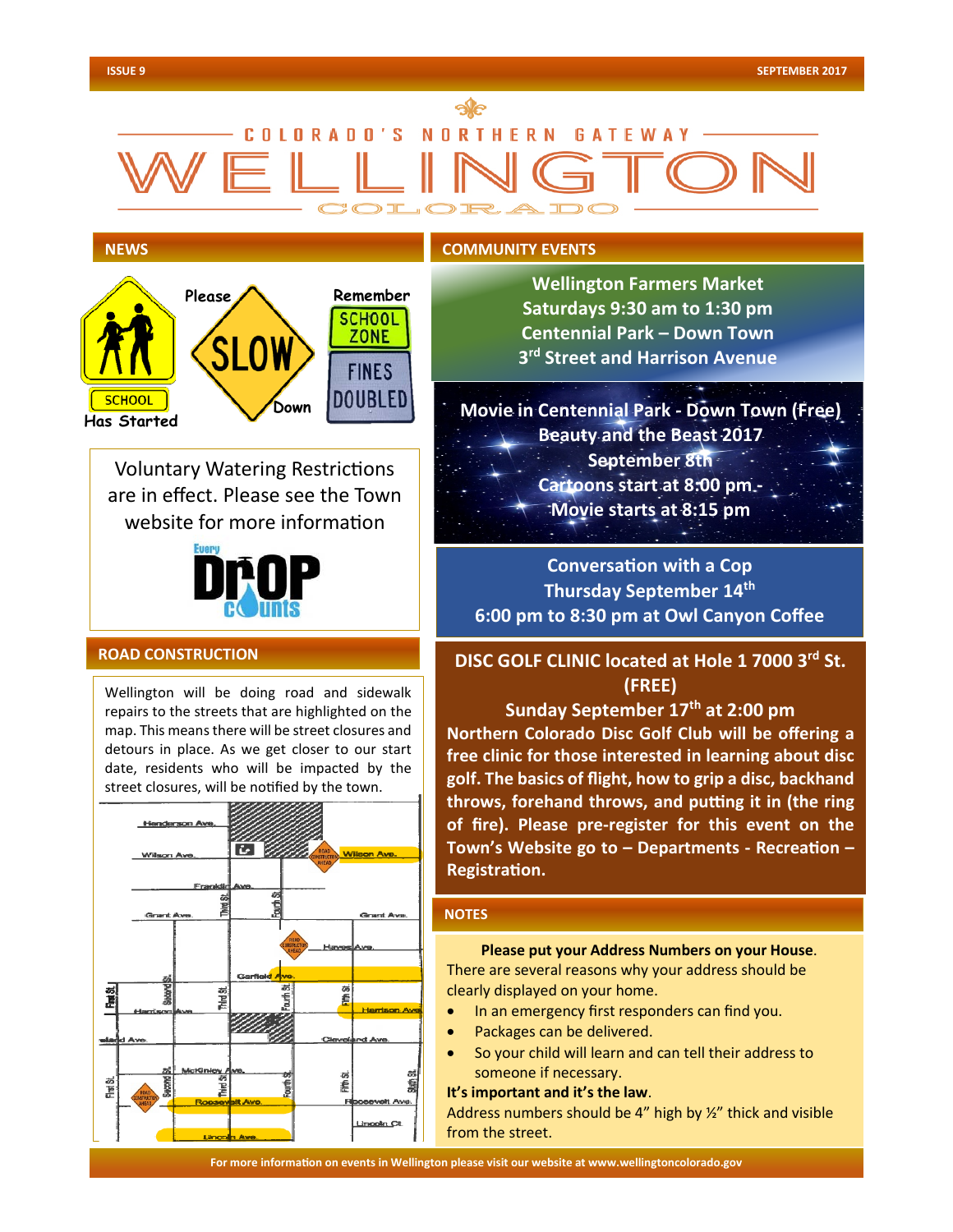# COLORADO'S NORTHERN GATEWAY WELLINGTON COLORADO

## NEWS

SCHOOL Has Started — Please SLOW Down — Remember SCHOOL ZONE FINES DOUBLED

Voluntary Watering Restrictions are in effect. Please see the Town website for more information

Every DrOP Counts

## ROAD CONSTRUCTION

Wellington will be doing road and sidewalk repairs to the streets that are highlighted on the map. This means there will be street closures and detours in place. As we get closer to our start date, residents who will be impacted by the street closures, will be notified by the town.

## COMMUNITY EVENTS

**Wellington Farmers Market**
**Saturdays 9:30 am to 1:30 pm**
**Centennial Park – Down Town**
**3rd Street and Harrison Avenue**

**Movie in Centennial Park - Down Town (Free)**
**Beauty and the Beast 2017**
**September 8th**
**Cartoons start at 8:00 pm -**
**Movie starts at 8:15 pm**

**Conversation with a Cop**
**Thursday September 14th**
**6:00 pm to 8:30 pm at Owl Canyon Coffee**

**DISC GOLF CLINIC located at Hole 1 7000 3rd St. (FREE)**
**Sunday September 17th at 2:00 pm**
**Northern Colorado Disc Golf Club will be offering a free clinic for those interested in learning about disc golf. The basics of flight, how to grip a disc, backhand throws, forehand throws, and putting it in (the ring of fire). Please pre-register for this event on the Town's Website go to – Departments - Recreation – Registration.**

## NOTES

**Please put your Address Numbers on your House.**
There are several reasons why your address should be clearly displayed on your home.

- In an emergency first responders can find you.
- Packages can be delivered.
- So your child will learn and can tell their address to someone if necessary.

**It's important and it's the law.**
Address numbers should be 4" high by ½" thick and visible from the street.

For more information on events in Wellington please visit our website at www.wellingtoncolorado.gov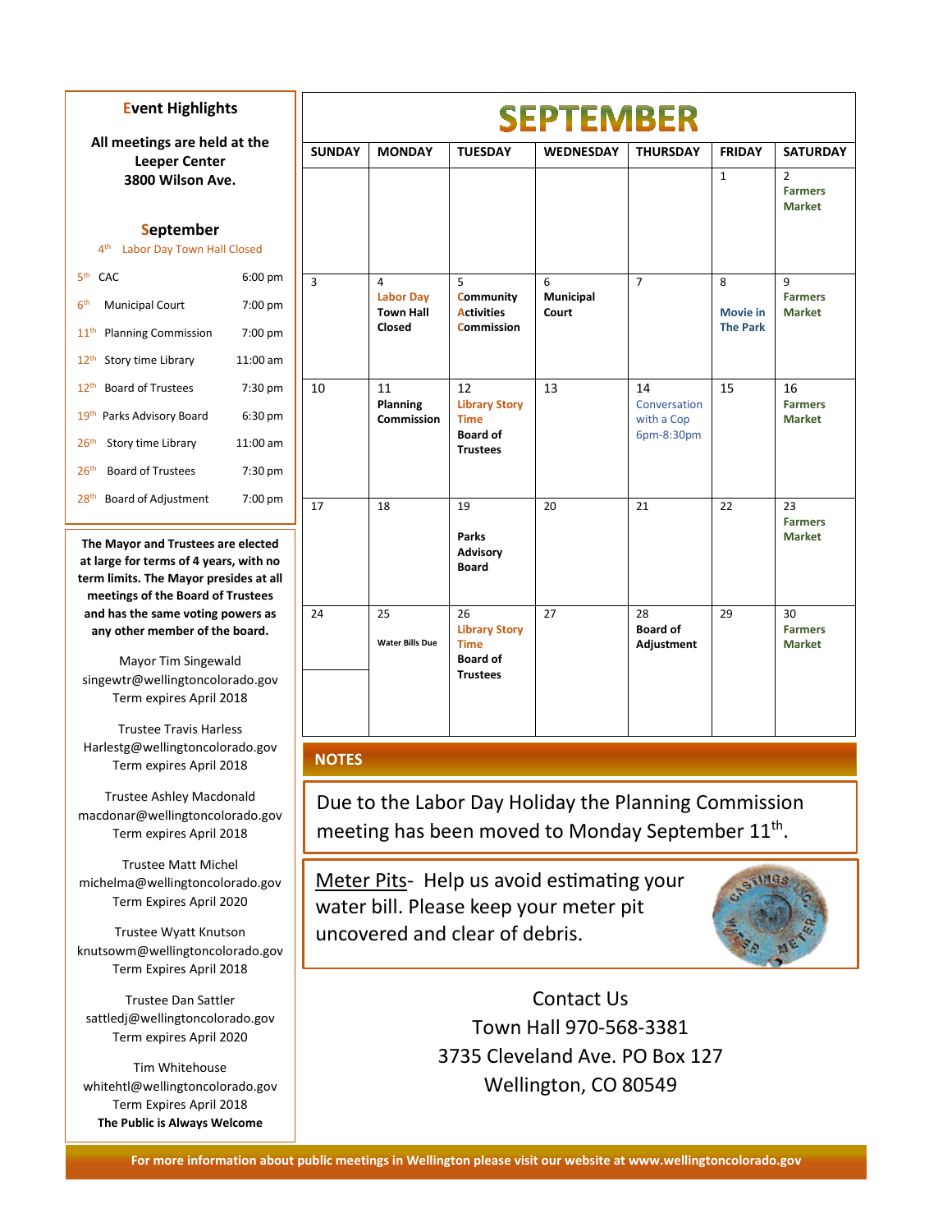## Event Highlights

**All meetings are held at the Leeper Center 3800 Wilson Ave.**

### September

4th Labor Day Town Hall Closed

| | | |
|---|---|---|
| 5th | CAC | 6:00 pm |
| 6th | Municipal Court | 7:00 pm |
| 11th | Planning Commission | 7:00 pm |
| 12th | Story time Library | 11:00 am |
| 12th | Board of Trustees | 7:30 pm |
| 19th | Parks Advisory Board | 6:30 pm |
| 26th | Story time Library | 11:00 am |
| 26th | Board of Trustees | 7:30 pm |
| 28th | Board of Adjustment | 7:00 pm |

**The Mayor and Trustees are elected at large for terms of 4 years, with no term limits. The Mayor presides at all meetings of the Board of Trustees and has the same voting powers as any other member of the board.**

Mayor Tim Singewald
singewtr@wellingtoncolorado.gov
Term expires April 2018

Trustee Travis Harless
Harlestg@wellingtoncolorado.gov
Term expires April 2018

Trustee Ashley Macdonald
macdonar@wellingtoncolorado.gov
Term expires April 2018

Trustee Matt Michel
michelma@wellingtoncolorado.gov
Term Expires April 2020

Trustee Wyatt Knutson
knutsowm@wellingtoncolorado.gov
Term Expires April 2018

Trustee Dan Sattler
sattledj@wellingtoncolorado.gov
Term expires April 2020

Tim Whitehouse
whitehtl@wellingtoncolorado.gov
Term Expires April 2018

**The Public is Always Welcome**

# SEPTEMBER

| SUNDAY | MONDAY | TUESDAY | WEDNESDAY | THURSDAY | FRIDAY | SATURDAY |
|---|---|---|---|---|---|---|
| | | | | | 1 | 2 **Farmers Market** |
| 3 | 4 **Labor Day Town Hall Closed** | 5 **Community Activities Commission** | 6 **Municipal Court** | 7 | 8 **Movie in The Park** | 9 **Farmers Market** |
| 10 | 11 **Planning Commission** | 12 **Library Story Time** **Board of Trustees** | 13 | 14 Conversation with a Cop 6pm-8:30pm | 15 | 16 **Farmers Market** |
| 17 | 18 | 19 **Parks Advisory Board** | 20 | 21 | 22 | 23 **Farmers Market** |
| 24 | 25 **Water Bills Due** | 26 **Library Story Time** **Board of Trustees** | 27 | 28 **Board of Adjustment** | 29 | 30 **Farmers Market** |

## NOTES

Due to the Labor Day Holiday the Planning Commission meeting has been moved to Monday September 11th.

Meter Pits- Help us avoid estimating your water bill. Please keep your meter pit uncovered and clear of debris.

Contact Us
Town Hall 970-568-3381
3735 Cleveland Ave. PO Box 127
Wellington, CO 80549

**For more information about public meetings in Wellington please visit our website at www.wellingtoncolorado.gov**